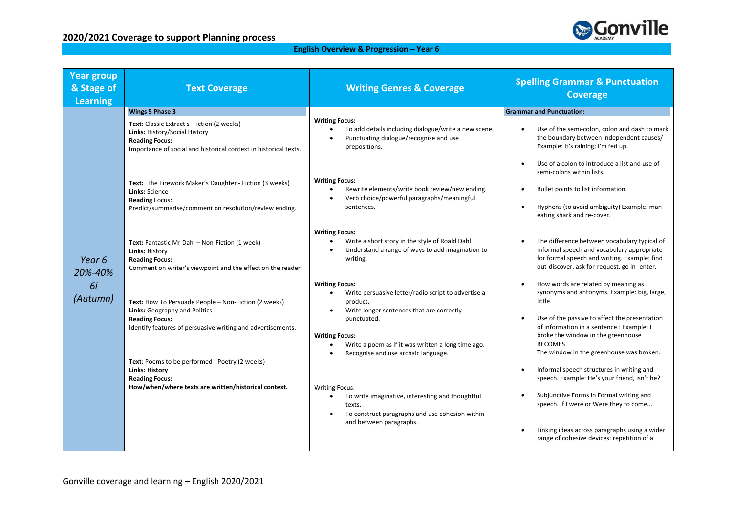## 2020/2021 Coverage to support Planning process

**English Overview & Progression – Year 6**

| Year group & Stage of Learning | Text Coverage | Writing Genres & Coverage | Spelling Grammar & Punctuation Coverage |
|---|---|---|---|
| *Year 6 20%-40% 6i (Autumn)* | **Wings 5 Phase 3**<br><br>**Text:** Classic Extract s- Fiction (2 weeks)<br>**Links:** History/Social History<br>**Reading Focus:**<br>**I**mportance of social and historical context in historical texts.<br><br>**Text:** The Firework Maker's Daughter - Fiction (3 weeks)<br>**Links:** Science<br>**Reading** Focus:<br>Predict/summarise/comment on resolution/review ending.<br><br>**Text:** Fantastic Mr Dahl – Non-Fiction (1 week)<br>**Links: H**istory<br>**Reading Focus:**<br>Comment on writer's viewpoint and the effect on the reader<br><br>**Text:** How To Persuade People – Non-Fiction (2 weeks)<br>**Links:** Geography and Politics<br>**Reading Focus:**<br>Identify features of persuasive writing and advertisements.<br><br>**Text**: Poems to be performed - Poetry (2 weeks)<br>**Links: History**<br>**Reading Focus:**<br>**How/when/where texts are written/historical context.** | **Writing Focus:**<br>• To add details including dialogue/write a new scene.<br>• Punctuating dialogue/recognise and use prepositions.<br><br>**Writing Focus:**<br>• Rewrite elements/write book review/new ending.<br>• Verb choice/powerful paragraphs/meaningful sentences.<br><br>**Writing Focus:**<br>• Write a short story in the style of Roald Dahl.<br>• Understand a range of ways to add imagination to writing.<br><br>**Writing Focus:**<br>• Write persuasive letter/radio script to advertise a product.<br>• Write longer sentences that are correctly punctuated.<br><br>**Writing Focus:**<br>• Write a poem as if it was written a long time ago.<br>• Recognise and use archaic language.<br><br>Writing Focus:<br>• To write imaginative, interesting and thoughtful texts.<br>• To construct paragraphs and use cohesion within and between paragraphs. | **Grammar and Punctuation:**<br><br>• Use of the semi-colon, colon and dash to mark the boundary between independent causes/ Example: It's raining; I'm fed up.<br><br>• Use of a colon to introduce a list and use of semi-colons within lists.<br><br>• Bullet points to list information.<br><br>• Hyphens (to avoid ambiguity) Example: man-eating shark and re-cover.<br><br>• The difference between vocabulary typical of informal speech and vocabulary appropriate for formal speech and writing. Example: find out-discover, ask for-request, go in- enter.<br><br>• How words are related by meaning as synonyms and antonyms. Example: big, large, little.<br><br>• Use of the passive to affect the presentation of information in a sentence.: Example: I broke the window in the greenhouse BECOMES The window in the greenhouse was broken.<br><br>• Informal speech structures in writing and speech. Example: He's your friend, isn't he?<br><br>• Subjunctive Forms in Formal writing and speech. If I were or Were they to come...<br><br>• Linking ideas across paragraphs using a wider range of cohesive devices: repetition of a |

Gonville coverage and learning – English 2020/2021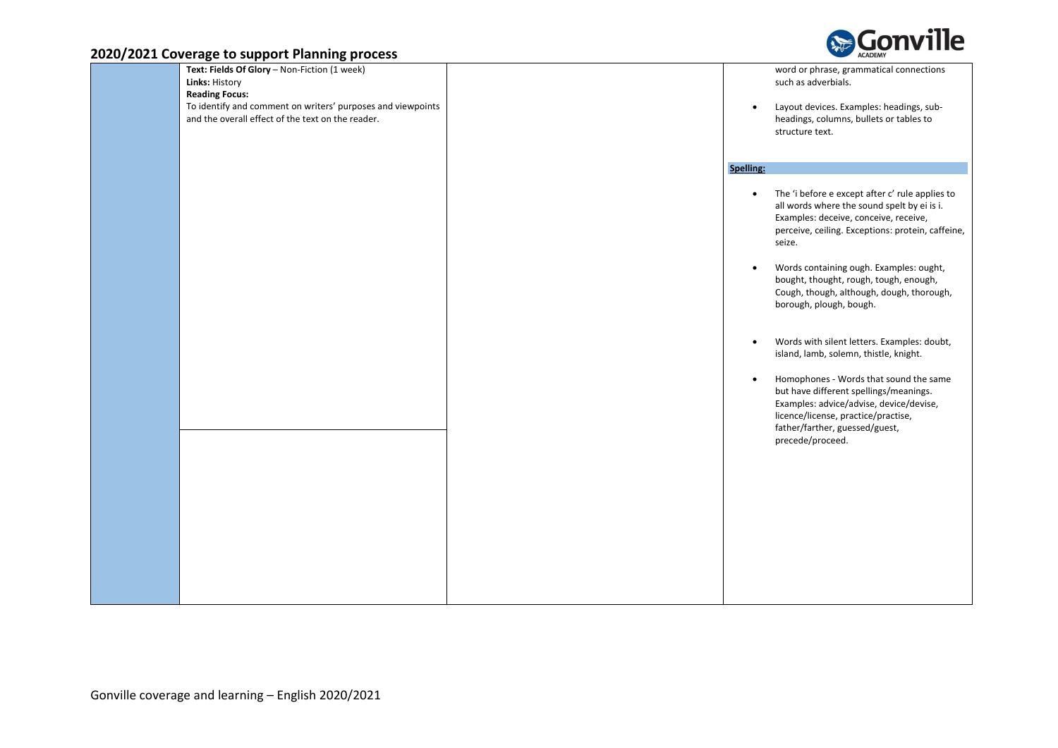## 2020/2021 Coverage to support Planning process

| | | | |
|---|---|---|---|
| | **Text: Fields Of Glory** – Non-Fiction (1 week)<br>**Links:** History<br>**Reading Focus:**<br>To identify and comment on writers' purposes and viewpoints and the overall effect of the text on the reader. | | word or phrase, grammatical connections such as adverbials.<br><br>• Layout devices. Examples: headings, sub-headings, columns, bullets or tables to structure text.<br><br>**Spelling:**<br><br>• The 'i before e except after c' rule applies to all words where the sound spelt by ei is i. Examples: deceive, conceive, receive, perceive, ceiling. Exceptions: protein, caffeine, seize.<br><br>• Words containing ough. Examples: ought, bought, thought, rough, tough, enough, Cough, though, although, dough, thorough, borough, plough, bough.<br><br>• Words with silent letters. Examples: doubt, island, lamb, solemn, thistle, knight.<br><br>• Homophones - Words that sound the same but have different spellings/meanings. Examples: advice/advise, device/devise, licence/license, practice/practise, father/farther, guessed/guest, precede/proceed. |
| | | | |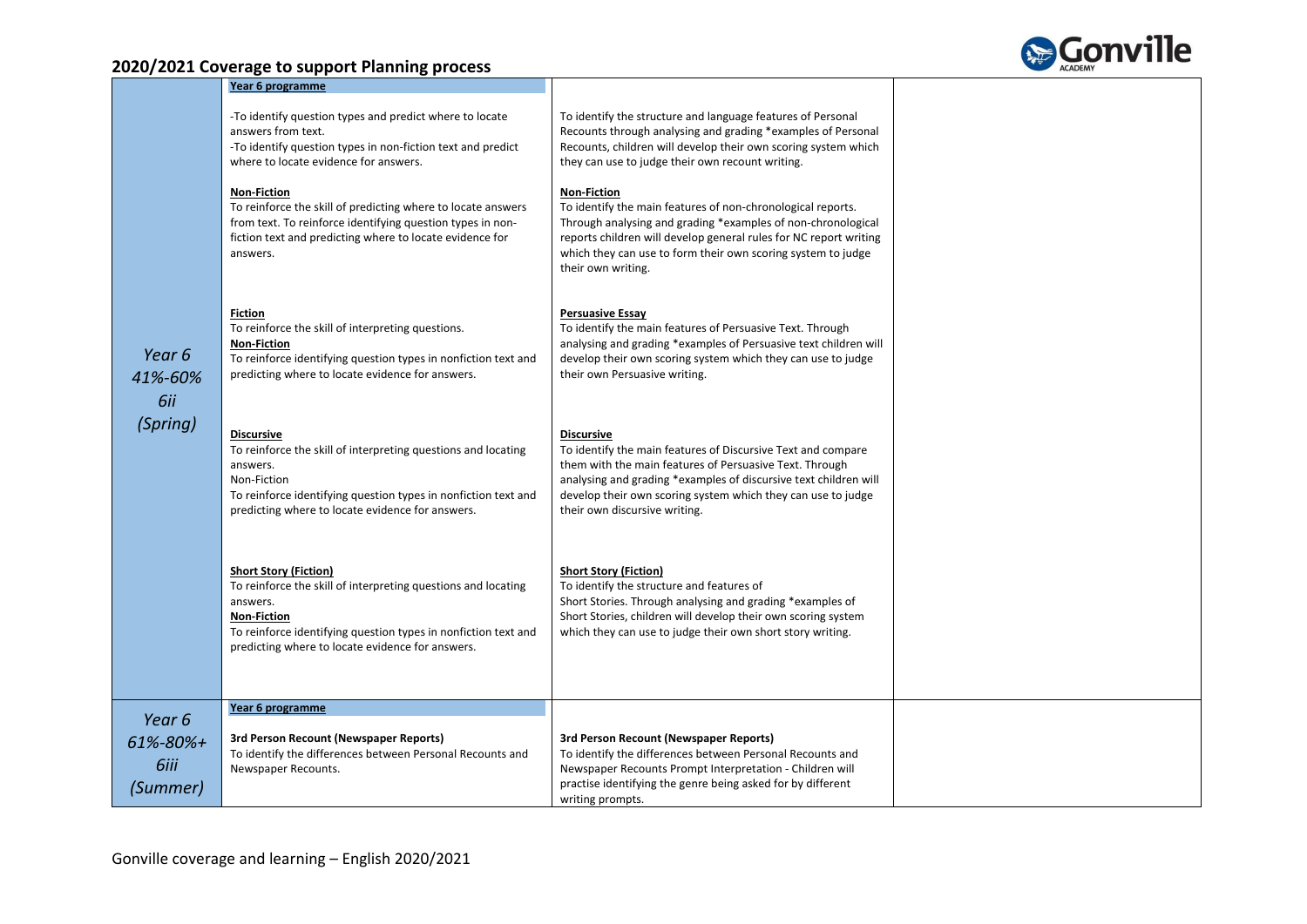## 2020/2021 Coverage to support Planning process

| | | | |
|---|---|---|---|
| *Year 6 41%-60% 6ii (Spring)* | **Year 6 programme**<br><br>-To identify question types and predict where to locate answers from text.<br>-To identify question types in non-fiction text and predict where to locate evidence for answers.<br><br>**Non-Fiction**<br>To reinforce the skill of predicting where to locate answers from text. To reinforce identifying question types in non-fiction text and predicting where to locate evidence for answers.<br><br>**Fiction**<br>To reinforce the skill of interpreting questions.<br>**Non-Fiction**<br>To reinforce identifying question types in nonfiction text and predicting where to locate evidence for answers.<br><br>**Discursive**<br>To reinforce the skill of interpreting questions and locating answers.<br>Non-Fiction<br>To reinforce identifying question types in nonfiction text and predicting where to locate evidence for answers.<br><br>**Short Story (Fiction)**<br>To reinforce the skill of interpreting questions and locating answers.<br>**Non-Fiction**<br>To reinforce identifying question types in nonfiction text and predicting where to locate evidence for answers. | To identify the structure and language features of Personal Recounts through analysing and grading *examples of Personal Recounts, children will develop their own scoring system which they can use to judge their own recount writing.<br><br>**Non-Fiction**<br>To identify the main features of non-chronological reports. Through analysing and grading *examples of non-chronological reports children will develop general rules for NC report writing which they can use to form their own scoring system to judge their own writing.<br><br>**Persuasive Essay**<br>To identify the main features of Persuasive Text. Through analysing and grading *examples of Persuasive text children will develop their own scoring system which they can use to judge their own Persuasive writing.<br><br>**Discursive**<br>To identify the main features of Discursive Text and compare them with the main features of Persuasive Text. Through analysing and grading *examples of discursive text children will develop their own scoring system which they can use to judge their own discursive writing.<br><br>**Short Story (Fiction)**<br>To identify the structure and features of Short Stories. Through analysing and grading *examples of Short Stories, children will develop their own scoring system which they can use to judge their own short story writing. | |
| *Year 6 61%-80%+ 6iii (Summer)* | **Year 6 programme**<br><br>**3rd Person Recount (Newspaper Reports)**<br>To identify the differences between Personal Recounts and Newspaper Recounts. | **3rd Person Recount (Newspaper Reports)**<br>To identify the differences between Personal Recounts and Newspaper Recounts Prompt Interpretation - Children will practise identifying the genre being asked for by different writing prompts. | |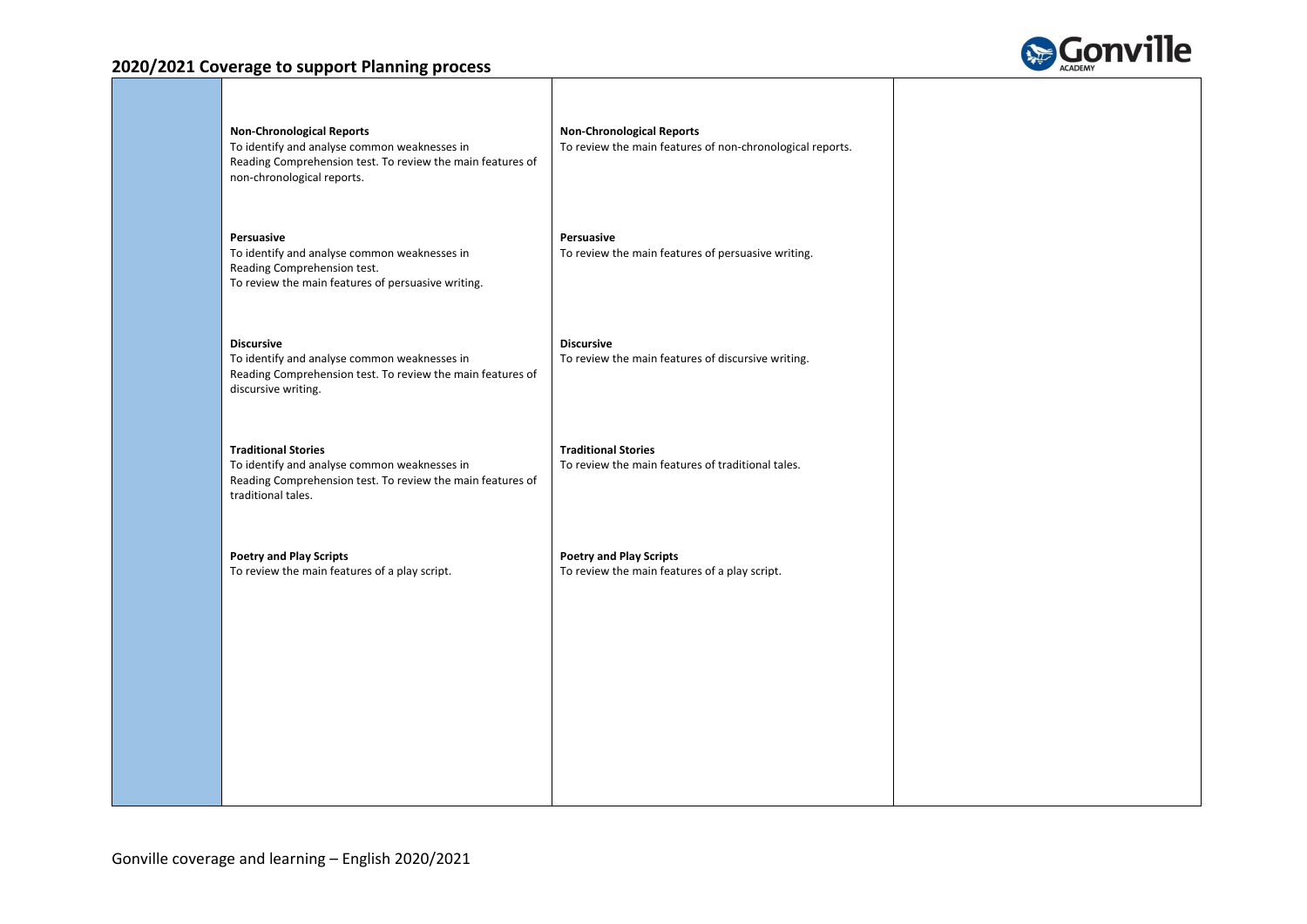## 2020/2021 Coverage to support Planning process

| | | | |
|---|---|---|---|
| | **Non-Chronological Reports**<br>To identify and analyse common weaknesses in Reading Comprehension test. To review the main features of non-chronological reports.<br><br>**Persuasive**<br>To identify and analyse common weaknesses in Reading Comprehension test.<br>To review the main features of persuasive writing.<br><br>**Discursive**<br>To identify and analyse common weaknesses in Reading Comprehension test. To review the main features of discursive writing.<br><br>**Traditional Stories**<br>To identify and analyse common weaknesses in Reading Comprehension test. To review the main features of traditional tales.<br><br>**Poetry and Play Scripts**<br>To review the main features of a play script. | **Non-Chronological Reports**<br>To review the main features of non-chronological reports.<br><br>**Persuasive**<br>To review the main features of persuasive writing.<br><br>**Discursive**<br>To review the main features of discursive writing.<br><br>**Traditional Stories**<br>To review the main features of traditional tales.<br><br>**Poetry and Play Scripts**<br>To review the main features of a play script. | |

Gonville coverage and learning – English 2020/2021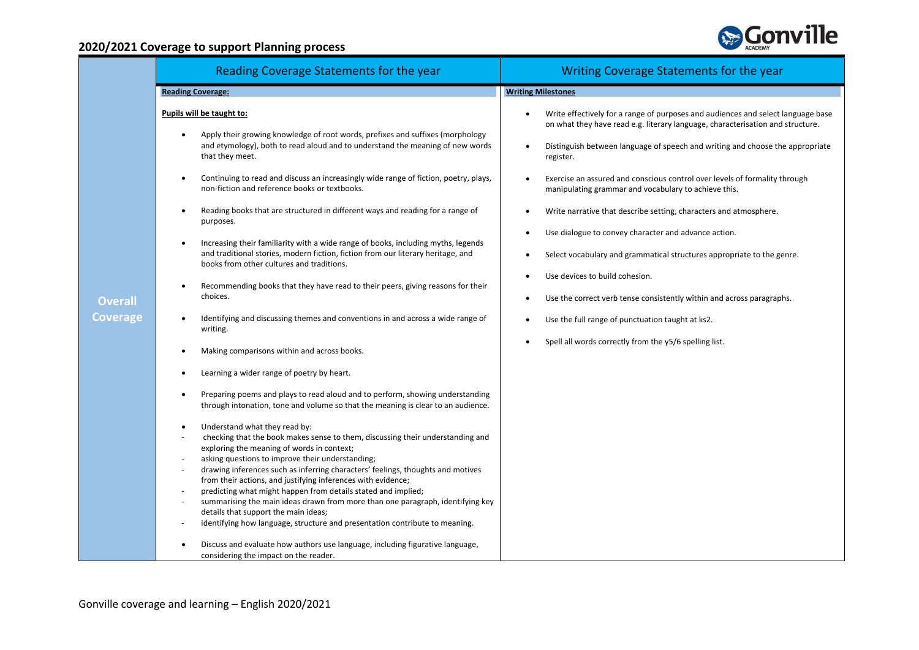# 2020/2021 Coverage to support Planning process

| | Reading Coverage Statements for the year | Writing Coverage Statements for the year |
|---|---|---|
| **Overall Coverage** | **Reading Coverage:**<br><br>**Pupils will be taught to:**<br><br>• Apply their growing knowledge of root words, prefixes and suffixes (morphology and etymology), both to read aloud and to understand the meaning of new words that they meet.<br>• Continuing to read and discuss an increasingly wide range of fiction, poetry, plays, non-fiction and reference books or textbooks.<br>• Reading books that are structured in different ways and reading for a range of purposes.<br>• Increasing their familiarity with a wide range of books, including myths, legends and traditional stories, modern fiction, fiction from our literary heritage, and books from other cultures and traditions.<br>• Recommending books that they have read to their peers, giving reasons for their choices.<br>• Identifying and discussing themes and conventions in and across a wide range of writing.<br>• Making comparisons within and across books.<br>• Learning a wider range of poetry by heart.<br>• Preparing poems and plays to read aloud and to perform, showing understanding through intonation, tone and volume so that the meaning is clear to an audience.<br>• Understand what they read by:<br>- checking that the book makes sense to them, discussing their understanding and exploring the meaning of words in context;<br>- asking questions to improve their understanding;<br>- drawing inferences such as inferring characters' feelings, thoughts and motives from their actions, and justifying inferences with evidence;<br>- predicting what might happen from details stated and implied;<br>- summarising the main ideas drawn from more than one paragraph, identifying key details that support the main ideas;<br>- identifying how language, structure and presentation contribute to meaning.<br>• Discuss and evaluate how authors use language, including figurative language, considering the impact on the reader. | **Writing Milestones**<br><br>• Write effectively for a range of purposes and audiences and select language base on what they have read e.g. literary language, characterisation and structure.<br>• Distinguish between language of speech and writing and choose the appropriate register.<br>• Exercise an assured and conscious control over levels of formality through manipulating grammar and vocabulary to achieve this.<br>• Write narrative that describe setting, characters and atmosphere.<br>• Use dialogue to convey character and advance action.<br>• Select vocabulary and grammatical structures appropriate to the genre.<br>• Use devices to build cohesion.<br>• Use the correct verb tense consistently within and across paragraphs.<br>• Use the full range of punctuation taught at ks2.<br>• Spell all words correctly from the y5/6 spelling list. |

Gonville coverage and learning – English 2020/2021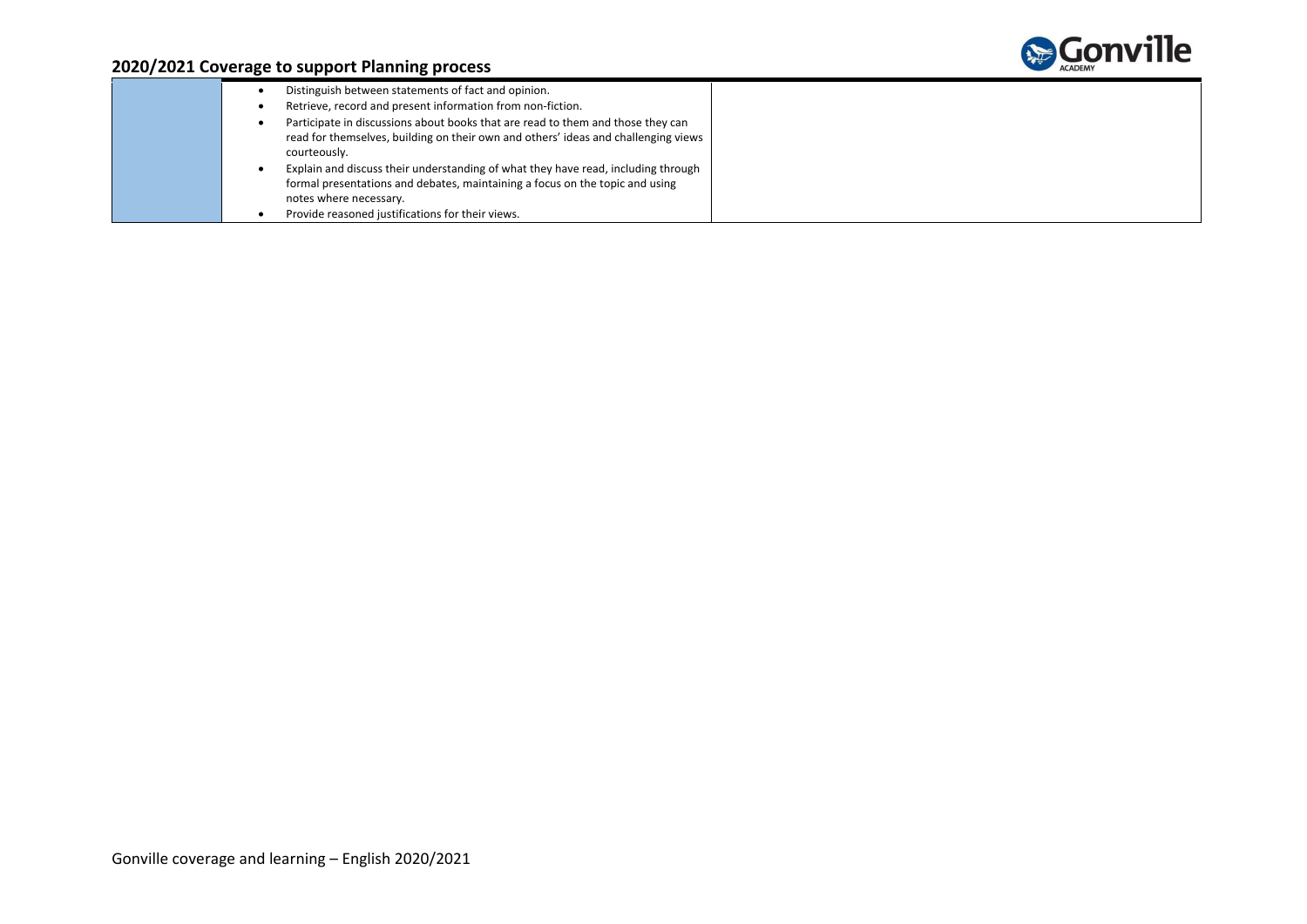| | | |
|---|---|---|
| | • Distinguish between statements of fact and opinion.<br>• Retrieve, record and present information from non-fiction.<br>• Participate in discussions about books that are read to them and those they can read for themselves, building on their own and others' ideas and challenging views courteously.<br>• Explain and discuss their understanding of what they have read, including through formal presentations and debates, maintaining a focus on the topic and using notes where necessary.<br>• Provide reasoned justifications for their views. | |